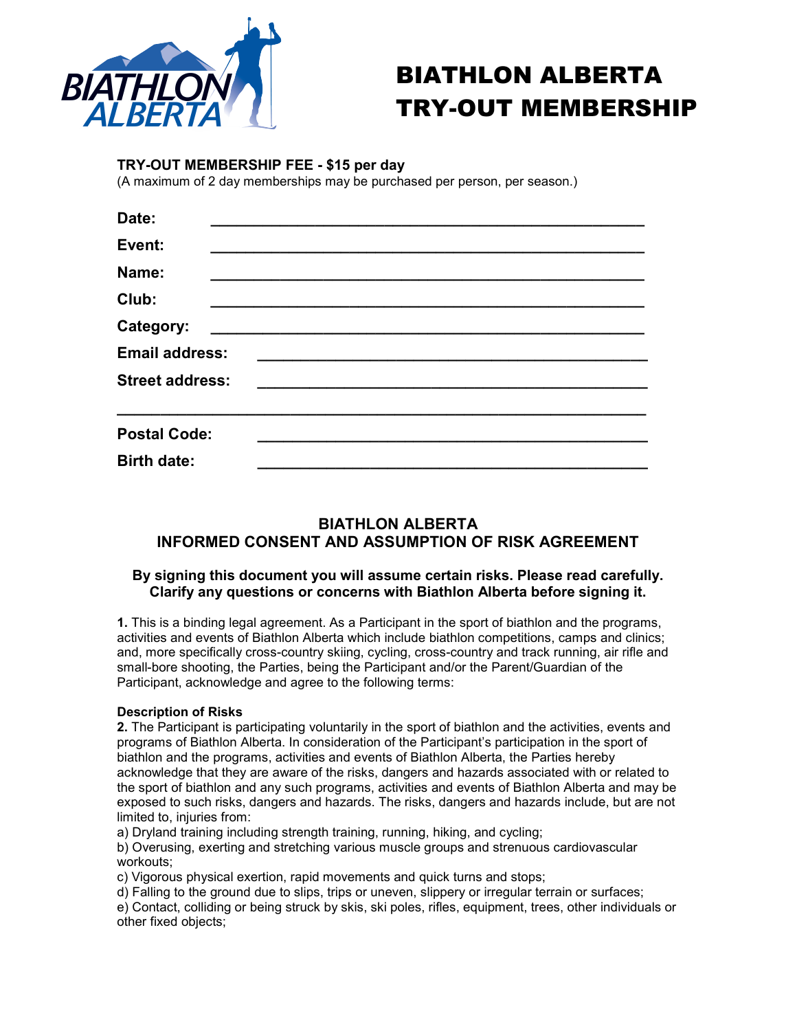# BIATHLON ALBERTA TRY-OUT MEMBERSHIP

**TRY-OUT MEMBERSHIP FEE - $15 per day**
(A maximum of 2 day memberships may be purchased per person, per season.)

**Date:** ____________________________________________

**Event:** ____________________________________________

**Name:** ____________________________________________

**Club:** ____________________________________________

**Category:** ____________________________________________

**Email address:** ________________________________________

**Street address:** ________________________________________

____________________________________________________________

**Postal Code:** ________________________________________

**Birth date:** ________________________________________

## BIATHLON ALBERTA
## INFORMED CONSENT AND ASSUMPTION OF RISK AGREEMENT

**By signing this document you will assume certain risks. Please read carefully. Clarify any questions or concerns with Biathlon Alberta before signing it.**

**1.** This is a binding legal agreement. As a Participant in the sport of biathlon and the programs, activities and events of Biathlon Alberta which include biathlon competitions, camps and clinics; and, more specifically cross-country skiing, cycling, cross-country and track running, air rifle and small-bore shooting, the Parties, being the Participant and/or the Parent/Guardian of the Participant, acknowledge and agree to the following terms:

**Description of Risks**

**2.** The Participant is participating voluntarily in the sport of biathlon and the activities, events and programs of Biathlon Alberta. In consideration of the Participant's participation in the sport of biathlon and the programs, activities and events of Biathlon Alberta, the Parties hereby acknowledge that they are aware of the risks, dangers and hazards associated with or related to the sport of biathlon and any such programs, activities and events of Biathlon Alberta and may be exposed to such risks, dangers and hazards. The risks, dangers and hazards include, but are not limited to, injuries from:

a) Dryland training including strength training, running, hiking, and cycling;
b) Overusing, exerting and stretching various muscle groups and strenuous cardiovascular workouts;
c) Vigorous physical exertion, rapid movements and quick turns and stops;
d) Falling to the ground due to slips, trips or uneven, slippery or irregular terrain or surfaces;
e) Contact, colliding or being struck by skis, ski poles, rifles, equipment, trees, other individuals or other fixed objects;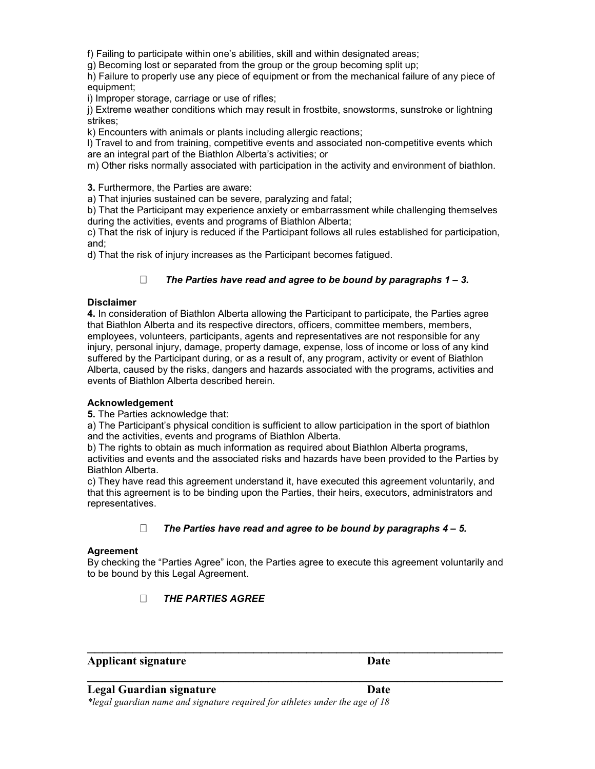f) Failing to participate within one's abilities, skill and within designated areas;
g) Becoming lost or separated from the group or the group becoming split up;
h) Failure to properly use any piece of equipment or from the mechanical failure of any piece of equipment;
i) Improper storage, carriage or use of rifles;
j) Extreme weather conditions which may result in frostbite, snowstorms, sunstroke or lightning strikes;
k) Encounters with animals or plants including allergic reactions;
l) Travel to and from training, competitive events and associated non-competitive events which are an integral part of the Biathlon Alberta's activities; or
m) Other risks normally associated with participation in the activity and environment of biathlon.

**3.** Furthermore, the Parties are aware:
a) That injuries sustained can be severe, paralyzing and fatal;
b) That the Participant may experience anxiety or embarrassment while challenging themselves during the activities, events and programs of Biathlon Alberta;
c) That the risk of injury is reduced if the Participant follows all rules established for participation, and;
d) That the risk of injury increases as the Participant becomes fatigued.

☐ ***The Parties have read and agree to be bound by paragraphs 1 – 3.***

**Disclaimer**
**4.** In consideration of Biathlon Alberta allowing the Participant to participate, the Parties agree that Biathlon Alberta and its respective directors, officers, committee members, members, employees, volunteers, participants, agents and representatives are not responsible for any injury, personal injury, damage, property damage, expense, loss of income or loss of any kind suffered by the Participant during, or as a result of, any program, activity or event of Biathlon Alberta, caused by the risks, dangers and hazards associated with the programs, activities and events of Biathlon Alberta described herein.

**Acknowledgement**
**5.** The Parties acknowledge that:
a) The Participant's physical condition is sufficient to allow participation in the sport of biathlon and the activities, events and programs of Biathlon Alberta.
b) The rights to obtain as much information as required about Biathlon Alberta programs, activities and events and the associated risks and hazards have been provided to the Parties by Biathlon Alberta.
c) They have read this agreement understand it, have executed this agreement voluntarily, and that this agreement is to be binding upon the Parties, their heirs, executors, administrators and representatives.

☐ ***The Parties have read and agree to be bound by paragraphs 4 – 5.***

**Agreement**
By checking the "Parties Agree" icon, the Parties agree to execute this agreement voluntarily and to be bound by this Legal Agreement.

☐ ***THE PARTIES AGREE***

______________________________________________________________________

**Applicant signature** **Date**

______________________________________________________________________

**Legal Guardian signature** **Date**

*\*legal guardian name and signature required for athletes under the age of 18*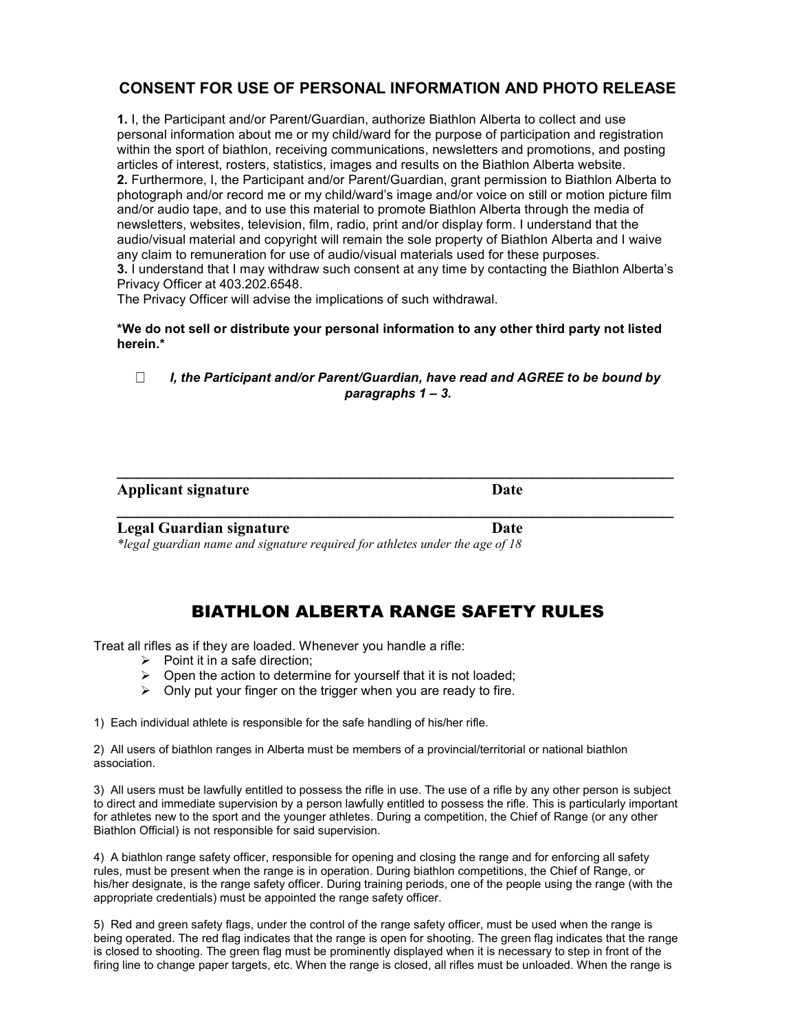## CONSENT FOR USE OF PERSONAL INFORMATION AND PHOTO RELEASE

**1.** I, the Participant and/or Parent/Guardian, authorize Biathlon Alberta to collect and use personal information about me or my child/ward for the purpose of participation and registration within the sport of biathlon, receiving communications, newsletters and promotions, and posting articles of interest, rosters, statistics, images and results on the Biathlon Alberta website.
**2.** Furthermore, I, the Participant and/or Parent/Guardian, grant permission to Biathlon Alberta to photograph and/or record me or my child/ward's image and/or voice on still or motion picture film and/or audio tape, and to use this material to promote Biathlon Alberta through the media of newsletters, websites, television, film, radio, print and/or display form. I understand that the audio/visual material and copyright will remain the sole property of Biathlon Alberta and I waive any claim to remuneration for use of audio/visual materials used for these purposes.
**3.** I understand that I may withdraw such consent at any time by contacting the Biathlon Alberta's Privacy Officer at 403.202.6548.
The Privacy Officer will advise the implications of such withdrawal.

**\*We do not sell or distribute your personal information to any other third party not listed herein.\***

☐ ***I, the Participant and/or Parent/Guardian, have read and AGREE to be bound by paragraphs 1 – 3.***

\_\_\_\_\_\_\_\_\_\_\_\_\_\_\_\_\_\_\_\_\_\_\_\_\_\_\_\_\_\_\_\_\_\_\_\_\_\_\_\_\_\_\_\_\_\_\_\_\_\_\_\_\_\_\_\_\_\_\_\_\_\_\_\_\_\_\_\_\_\_
**Applicant signature** **Date**

\_\_\_\_\_\_\_\_\_\_\_\_\_\_\_\_\_\_\_\_\_\_\_\_\_\_\_\_\_\_\_\_\_\_\_\_\_\_\_\_\_\_\_\_\_\_\_\_\_\_\_\_\_\_\_\_\_\_\_\_\_\_\_\_\_\_\_\_\_\_
**Legal Guardian signature** **Date**
*\*legal guardian name and signature required for athletes under the age of 18*

## BIATHLON ALBERTA RANGE SAFETY RULES

Treat all rifles as if they are loaded. Whenever you handle a rifle:

- Point it in a safe direction;
- Open the action to determine for yourself that it is not loaded;
- Only put your finger on the trigger when you are ready to fire.

1) Each individual athlete is responsible for the safe handling of his/her rifle.

2) All users of biathlon ranges in Alberta must be members of a provincial/territorial or national biathlon association.

3) All users must be lawfully entitled to possess the rifle in use. The use of a rifle by any other person is subject to direct and immediate supervision by a person lawfully entitled to possess the rifle. This is particularly important for athletes new to the sport and the younger athletes. During a competition, the Chief of Range (or any other Biathlon Official) is not responsible for said supervision.

4) A biathlon range safety officer, responsible for opening and closing the range and for enforcing all safety rules, must be present when the range is in operation. During biathlon competitions, the Chief of Range, or his/her designate, is the range safety officer. During training periods, one of the people using the range (with the appropriate credentials) must be appointed the range safety officer.

5) Red and green safety flags, under the control of the range safety officer, must be used when the range is being operated. The red flag indicates that the range is open for shooting. The green flag indicates that the range is closed to shooting. The green flag must be prominently displayed when it is necessary to step in front of the firing line to change paper targets, etc. When the range is closed, all rifles must be unloaded. When the range is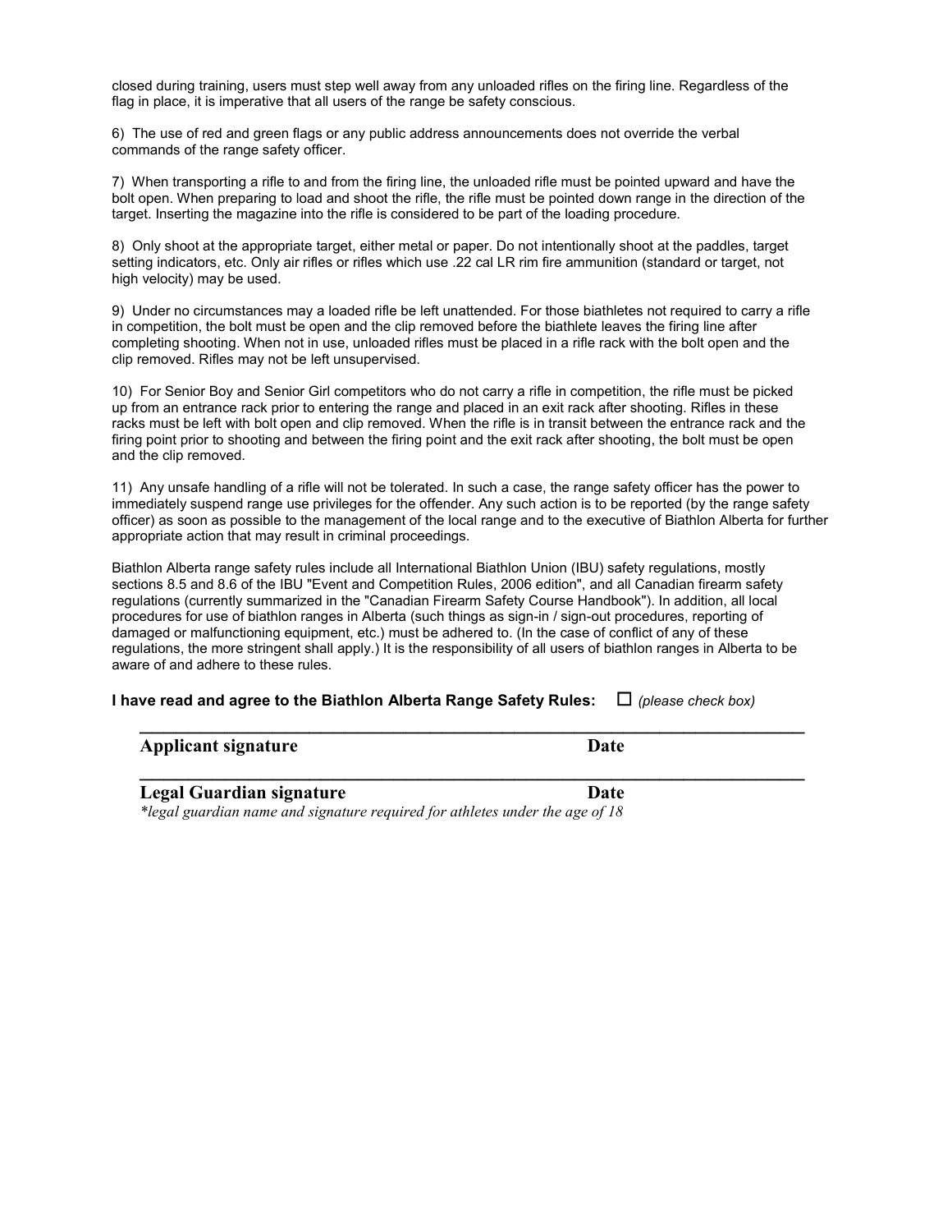closed during training, users must step well away from any unloaded rifles on the firing line. Regardless of the flag in place, it is imperative that all users of the range be safety conscious.

6) The use of red and green flags or any public address announcements does not override the verbal commands of the range safety officer.

7) When transporting a rifle to and from the firing line, the unloaded rifle must be pointed upward and have the bolt open. When preparing to load and shoot the rifle, the rifle must be pointed down range in the direction of the target. Inserting the magazine into the rifle is considered to be part of the loading procedure.

8) Only shoot at the appropriate target, either metal or paper. Do not intentionally shoot at the paddles, target setting indicators, etc. Only air rifles or rifles which use .22 cal LR rim fire ammunition (standard or target, not high velocity) may be used.

9) Under no circumstances may a loaded rifle be left unattended. For those biathletes not required to carry a rifle in competition, the bolt must be open and the clip removed before the biathlete leaves the firing line after completing shooting. When not in use, unloaded rifles must be placed in a rifle rack with the bolt open and the clip removed. Rifles may not be left unsupervised.

10) For Senior Boy and Senior Girl competitors who do not carry a rifle in competition, the rifle must be picked up from an entrance rack prior to entering the range and placed in an exit rack after shooting. Rifles in these racks must be left with bolt open and clip removed. When the rifle is in transit between the entrance rack and the firing point prior to shooting and between the firing point and the exit rack after shooting, the bolt must be open and the clip removed.

11) Any unsafe handling of a rifle will not be tolerated. In such a case, the range safety officer has the power to immediately suspend range use privileges for the offender. Any such action is to be reported (by the range safety officer) as soon as possible to the management of the local range and to the executive of Biathlon Alberta for further appropriate action that may result in criminal proceedings.

Biathlon Alberta range safety rules include all International Biathlon Union (IBU) safety regulations, mostly sections 8.5 and 8.6 of the IBU "Event and Competition Rules, 2006 edition", and all Canadian firearm safety regulations (currently summarized in the "Canadian Firearm Safety Course Handbook"). In addition, all local procedures for use of biathlon ranges in Alberta (such things as sign-in / sign-out procedures, reporting of damaged or malfunctioning equipment, etc.) must be adhered to. (In the case of conflict of any of these regulations, the more stringent shall apply.) It is the responsibility of all users of biathlon ranges in Alberta to be aware of and adhere to these rules.

**I have read and agree to the Biathlon Alberta Range Safety Rules:** ☐ *(please check box)*

______________________________________________________________________

**Applicant signature** **Date**

______________________________________________________________________

**Legal Guardian signature** **Date**

*\*legal guardian name and signature required for athletes under the age of 18*